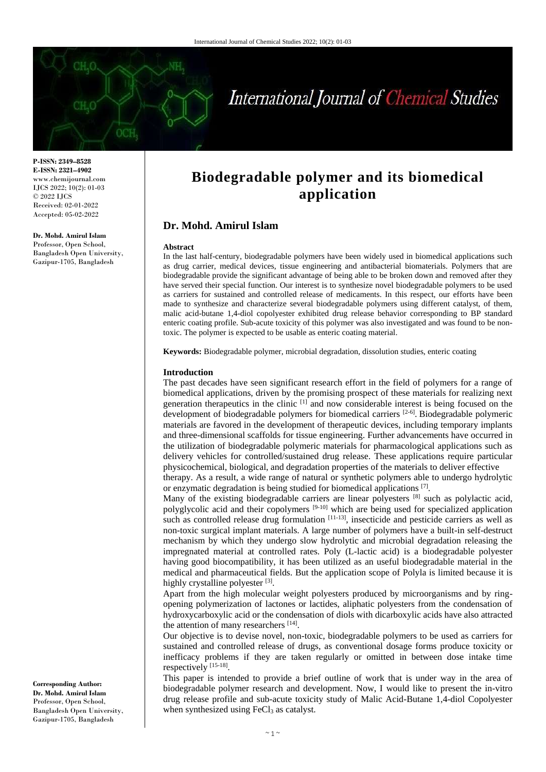**P-ISSN: 2349–8528**
**E-ISSN: 2321–4902**
www.chemijournal.com
IJCS 2022; 10(2): 01-03
© 2022 IJCS
Received: 02-01-2022
Accepted: 05-02-2022

**Dr. Mohd. Amirul Islam**
Professor, Open School, Bangladesh Open University, Gazipur-1705, Bangladesh

**Corresponding Author:**
**Dr. Mohd. Amirul Islam**
Professor, Open School, Bangladesh Open University, Gazipur-1705, Bangladesh

# Biodegradable polymer and its biomedical application

## Dr. Mohd. Amirul Islam

### Abstract

In the last half-century, biodegradable polymers have been widely used in biomedical applications such as drug carrier, medical devices, tissue engineering and antibacterial biomaterials. Polymers that are biodegradable provide the significant advantage of being able to be broken down and removed after they have served their special function. Our interest is to synthesize novel biodegradable polymers to be used as carriers for sustained and controlled release of medicaments. In this respect, our efforts have been made to synthesize and characterize several biodegradable polymers using different catalyst, of them, malic acid-butane 1,4-diol copolyester exhibited drug release behavior corresponding to BP standard enteric coating profile. Sub-acute toxicity of this polymer was also investigated and was found to be non-toxic. The polymer is expected to be usable as enteric coating material.

**Keywords:** Biodegradable polymer, microbial degradation, dissolution studies, enteric coating

### Introduction

The past decades have seen significant research effort in the field of polymers for a range of biomedical applications, driven by the promising prospect of these materials for realizing next generation therapeutics in the clinic [1] and now considerable interest is being focused on the development of biodegradable polymers for biomedical carriers [2-6]. Biodegradable polymeric materials are favored in the development of therapeutic devices, including temporary implants and three-dimensional scaffolds for tissue engineering. Further advancements have occurred in the utilization of biodegradable polymeric materials for pharmacological applications such as delivery vehicles for controlled/sustained drug release. These applications require particular physicochemical, biological, and degradation properties of the materials to deliver effective therapy. As a result, a wide range of natural or synthetic polymers able to undergo hydrolytic or enzymatic degradation is being studied for biomedical applications [7].

Many of the existing biodegradable carriers are linear polyesters [8] such as polylactic acid, polyglycolic acid and their copolymers [9-10] which are being used for specialized application such as controlled release drug formulation [11-13], insecticide and pesticide carriers as well as non-toxic surgical implant materials. A large number of polymers have a built-in self-destruct mechanism by which they undergo slow hydrolytic and microbial degradation releasing the impregnated material at controlled rates. Poly (L-lactic acid) is a biodegradable polyester having good biocompatibility, it has been utilized as an useful biodegradable material in the medical and pharmaceutical fields. But the application scope of Polyla is limited because it is highly crystalline polyester [3].

Apart from the high molecular weight polyesters produced by microorganisms and by ring-opening polymerization of lactones or lactides, aliphatic polyesters from the condensation of hydroxycarboxylic acid or the condensation of diols with dicarboxylic acids have also attracted the attention of many researchers [14].

Our objective is to devise novel, non-toxic, biodegradable polymers to be used as carriers for sustained and controlled release of drugs, as conventional dosage forms produce toxicity or inefficacy problems if they are taken regularly or omitted in between dose intake time respectively [15-18].

This paper is intended to provide a brief outline of work that is under way in the area of biodegradable polymer research and development. Now, I would like to present the in-vitro drug release profile and sub-acute toxicity study of Malic Acid-Butane 1,4-diol Copolyester when synthesized using $FeCl_3$ as catalyst.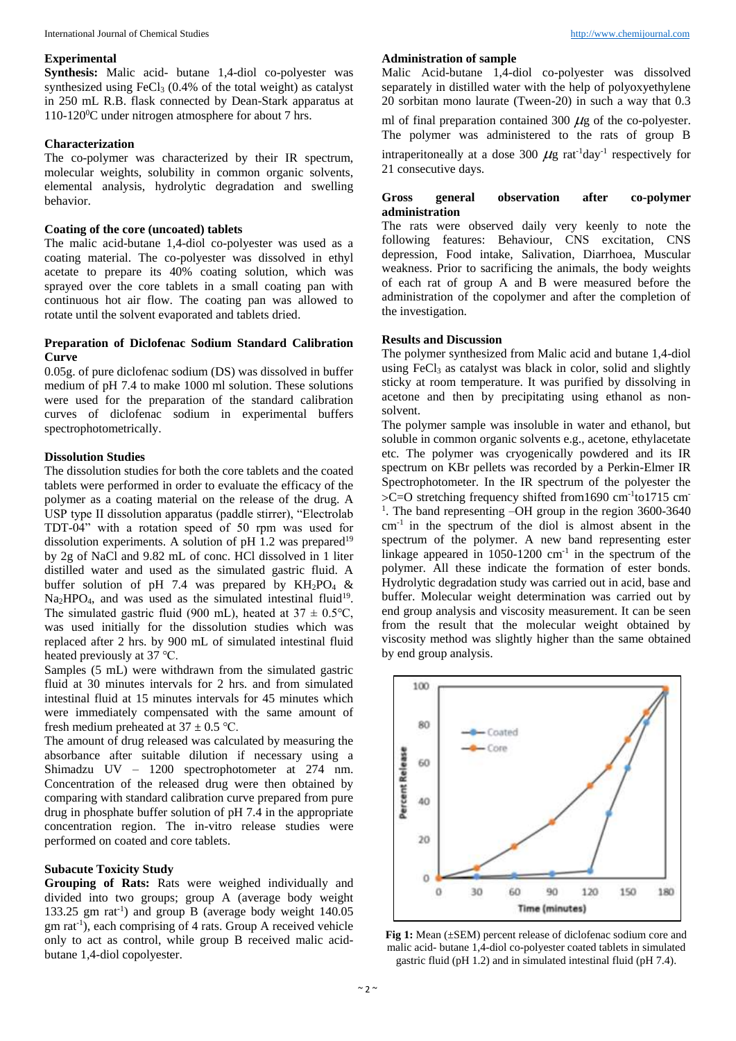## Experimental

**Synthesis:** Malic acid- butane 1,4-diol co-polyester was synthesized using $FeCl_3$ (0.4% of the total weight) as catalyst in 250 mL R.B. flask connected by Dean-Stark apparatus at 110-120$^0$C under nitrogen atmosphere for about 7 hrs.

### Characterization

The co-polymer was characterized by their IR spectrum, molecular weights, solubility in common organic solvents, elemental analysis, hydrolytic degradation and swelling behavior.

### Coating of the core (uncoated) tablets

The malic acid-butane 1,4-diol co-polyester was used as a coating material. The co-polyester was dissolved in ethyl acetate to prepare its 40% coating solution, which was sprayed over the core tablets in a small coating pan with continuous hot air flow. The coating pan was allowed to rotate until the solvent evaporated and tablets dried.

### Preparation of Diclofenac Sodium Standard Calibration Curve

0.05g. of pure diclofenac sodium (DS) was dissolved in buffer medium of pH 7.4 to make 1000 ml solution. These solutions were used for the preparation of the standard calibration curves of diclofenac sodium in experimental buffers spectrophotometrically.

### Dissolution Studies

The dissolution studies for both the core tablets and the coated tablets were performed in order to evaluate the efficacy of the polymer as a coating material on the release of the drug. A USP type II dissolution apparatus (paddle stirrer), "Electrolab TDT-04" with a rotation speed of 50 rpm was used for dissolution experiments. A solution of pH 1.2 was prepared[19] by 2g of NaCl and 9.82 mL of conc. HCl dissolved in 1 liter distilled water and used as the simulated gastric fluid. A buffer solution of pH 7.4 was prepared by $KH_2PO_4$ & $Na_2HPO_4$, and was used as the simulated intestinal fluid[19]. The simulated gastric fluid (900 mL), heated at 37 ± 0.5°C, was used initially for the dissolution studies which was replaced after 2 hrs. by 900 mL of simulated intestinal fluid heated previously at 37 °C.

Samples (5 mL) were withdrawn from the simulated gastric fluid at 30 minutes intervals for 2 hrs. and from simulated intestinal fluid at 15 minutes intervals for 45 minutes which were immediately compensated with the same amount of fresh medium preheated at 37 ± 0.5 °C.

The amount of drug released was calculated by measuring the absorbance after suitable dilution if necessary using a Shimadzu UV – 1200 spectrophotometer at 274 nm. Concentration of the released drug were then obtained by comparing with standard calibration curve prepared from pure drug in phosphate buffer solution of pH 7.4 in the appropriate concentration region. The in-vitro release studies were performed on coated and core tablets.

### Subacute Toxicity Study

**Grouping of Rats:** Rats were weighed individually and divided into two groups; group A (average body weight 133.25 gm rat$^{-1}$) and group B (average body weight 140.05 gm rat$^{-1}$), each comprising of 4 rats. Group A received vehicle only to act as control, while group B received malic acid-butane 1,4-diol copolyester.

### Administration of sample

Malic Acid-butane 1,4-diol co-polyester was dissolved separately in distilled water with the help of polyoxyethylene 20 sorbitan mono laurate (Tween-20) in such a way that 0.3 ml of final preparation contained 300 $\mu$g of the co-polyester. The polymer was administered to the rats of group B intraperitoneally at a dose 300 $\mu$g rat$^{-1}$day$^{-1}$ respectively for 21 consecutive days.

### Gross general observation after co-polymer administration

The rats were observed daily very keenly to note the following features: Behaviour, CNS excitation, CNS depression, Food intake, Salivation, Diarrhoea, Muscular weakness. Prior to sacrificing the animals, the body weights of each rat of group A and B were measured before the administration of the copolymer and after the completion of the investigation.

## Results and Discussion

The polymer synthesized from Malic acid and butane 1,4-diol using $FeCl_3$ as catalyst was black in color, solid and slightly sticky at room temperature. It was purified by dissolving in acetone and then by precipitating using ethanol as non-solvent.

The polymer sample was insoluble in water and ethanol, but soluble in common organic solvents e.g., acetone, ethylacetate etc. The polymer was cryogenically powdered and its IR spectrum on KBr pellets was recorded by a Perkin-Elmer IR Spectrophotometer. In the IR spectrum of the polyester the >C=O stretching frequency shifted from1690 cm$^{-1}$to1715 cm$^{-1}$. The band representing –OH group in the region 3600-3640 cm$^{-1}$ in the spectrum of the diol is almost absent in the spectrum of the polymer. A new band representing ester linkage appeared in 1050-1200 cm$^{-1}$ in the spectrum of the polymer. All these indicate the formation of ester bonds. Hydrolytic degradation study was carried out in acid, base and buffer. Molecular weight determination was carried out by end group analysis and viscosity measurement. It can be seen from the result that the molecular weight obtained by viscosity method was slightly higher than the same obtained by end group analysis.

**Fig 1:** Mean (±SEM) percent release of diclofenac sodium core and malic acid- butane 1,4-diol co-polyester coated tablets in simulated gastric fluid (pH 1.2) and in simulated intestinal fluid (pH 7.4).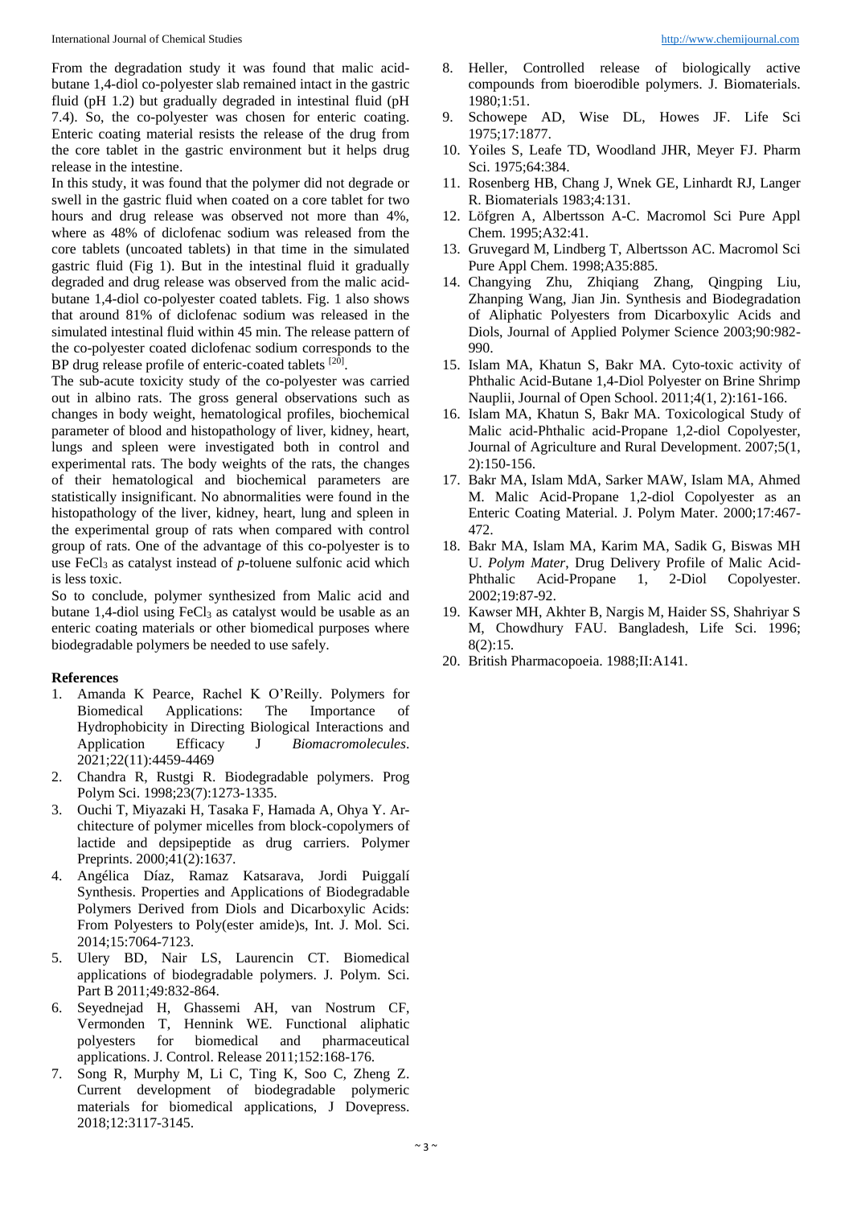From the degradation study it was found that malic acid-butane 1,4-diol co-polyester slab remained intact in the gastric fluid (pH 1.2) but gradually degraded in intestinal fluid (pH 7.4). So, the co-polyester was chosen for enteric coating. Enteric coating material resists the release of the drug from the core tablet in the gastric environment but it helps drug release in the intestine.

In this study, it was found that the polymer did not degrade or swell in the gastric fluid when coated on a core tablet for two hours and drug release was observed not more than 4%, where as 48% of diclofenac sodium was released from the core tablets (uncoated tablets) in that time in the simulated gastric fluid (Fig 1). But in the intestinal fluid it gradually degraded and drug release was observed from the malic acid-butane 1,4-diol co-polyester coated tablets. Fig. 1 also shows that around 81% of diclofenac sodium was released in the simulated intestinal fluid within 45 min. The release pattern of the co-polyester coated diclofenac sodium corresponds to the BP drug release profile of enteric-coated tablets [20].

The sub-acute toxicity study of the co-polyester was carried out in albino rats. The gross general observations such as changes in body weight, hematological profiles, biochemical parameter of blood and histopathology of liver, kidney, heart, lungs and spleen were investigated both in control and experimental rats. The body weights of the rats, the changes of their hematological and biochemical parameters are statistically insignificant. No abnormalities were found in the histopathology of the liver, kidney, heart, lung and spleen in the experimental group of rats when compared with control group of rats. One of the advantage of this co-polyester is to use $FeCl_3$ as catalyst instead of *p*-toluene sulfonic acid which is less toxic.

So to conclude, polymer synthesized from Malic acid and butane 1,4-diol using $FeCl_3$ as catalyst would be usable as an enteric coating materials or other biomedical purposes where biodegradable polymers be needed to use safely.

## References

1. Amanda K Pearce, Rachel K O'Reilly. Polymers for Biomedical Applications: The Importance of Hydrophobicity in Directing Biological Interactions and Application Efficacy J *Biomacromolecules*. 2021;22(11):4459-4469
2. Chandra R, Rustgi R. Biodegradable polymers. Prog Polym Sci. 1998;23(7):1273-1335.
3. Ouchi T, Miyazaki H, Tasaka F, Hamada A, Ohya Y. Architecture of polymer micelles from block-copolymers of lactide and depsipeptide as drug carriers. Polymer Preprints. 2000;41(2):1637.
4. Angélica Díaz, Ramaz Katsarava, Jordi Puiggalí Synthesis. Properties and Applications of Biodegradable Polymers Derived from Diols and Dicarboxylic Acids: From Polyesters to Poly(ester amide)s, Int. J. Mol. Sci. 2014;15:7064-7123.
5. Ulery BD, Nair LS, Laurencin CT. Biomedical applications of biodegradable polymers. J. Polym. Sci. Part B 2011;49:832-864.
6. Seyednejad H, Ghassemi AH, van Nostrum CF, Vermonden T, Hennink WE. Functional aliphatic polyesters for biomedical and pharmaceutical applications. J. Control. Release 2011;152:168-176.
7. Song R, Murphy M, Li C, Ting K, Soo C, Zheng Z. Current development of biodegradable polymeric materials for biomedical applications, J Dovepress. 2018;12:3117-3145.
8. Heller, Controlled release of biologically active compounds from bioerodible polymers. J. Biomaterials. 1980;1:51.
9. Schowepe AD, Wise DL, Howes JF. Life Sci 1975;17:1877.
10. Yoiles S, Leafe TD, Woodland JHR, Meyer FJ. Pharm Sci. 1975;64:384.
11. Rosenberg HB, Chang J, Wnek GE, Linhardt RJ, Langer R. Biomaterials 1983;4:131.
12. Löfgren A, Albertsson A-C. Macromol Sci Pure Appl Chem. 1995;A32:41.
13. Gruvegard M, Lindberg T, Albertsson AC. Macromol Sci Pure Appl Chem. 1998;A35:885.
14. Changying Zhu, Zhiqiang Zhang, Qingping Liu, Zhanping Wang, Jian Jin. Synthesis and Biodegradation of Aliphatic Polyesters from Dicarboxylic Acids and Diols, Journal of Applied Polymer Science 2003;90:982-990.
15. Islam MA, Khatun S, Bakr MA. Cyto-toxic activity of Phthalic Acid-Butane 1,4-Diol Polyester on Brine Shrimp Nauplii, Journal of Open School. 2011;4(1, 2):161-166.
16. Islam MA, Khatun S, Bakr MA. Toxicological Study of Malic acid-Phthalic acid-Propane 1,2-diol Copolyester, Journal of Agriculture and Rural Development. 2007;5(1, 2):150-156.
17. Bakr MA, Islam MdA, Sarker MAW, Islam MA, Ahmed M. Malic Acid-Propane 1,2-diol Copolyester as an Enteric Coating Material. J. Polym Mater. 2000;17:467-472.
18. Bakr MA, Islam MA, Karim MA, Sadik G, Biswas MH U. *Polym Mater*, Drug Delivery Profile of Malic Acid-Phthalic Acid-Propane 1, 2-Diol Copolyester. 2002;19:87-92.
19. Kawser MH, Akhter B, Nargis M, Haider SS, Shahriyar S M, Chowdhury FAU. Bangladesh, Life Sci. 1996; 8(2):15.
20. British Pharmacopoeia. 1988;II:A141.